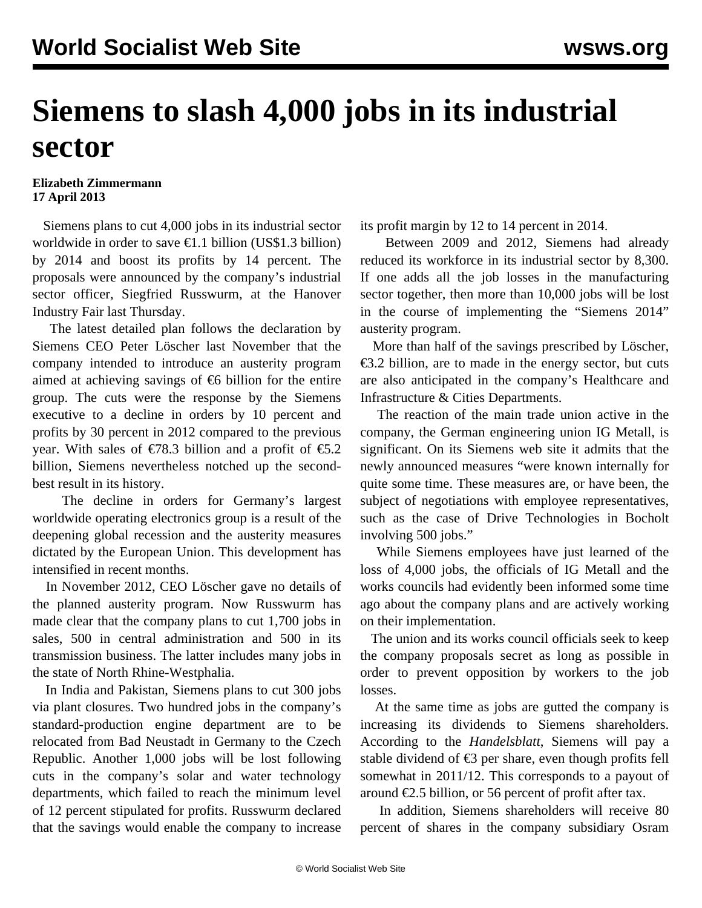# Siemens to slash 4,000 jobs in its industrial sector

**Elizabeth Zimmermann**
**17 April 2013**

Siemens plans to cut 4,000 jobs in its industrial sector worldwide in order to save €1.1 billion (US$1.3 billion) by 2014 and boost its profits by 14 percent. The proposals were announced by the company's industrial sector officer, Siegfried Russwurm, at the Hanover Industry Fair last Thursday.

The latest detailed plan follows the declaration by Siemens CEO Peter Löscher last November that the company intended to introduce an austerity program aimed at achieving savings of €6 billion for the entire group. The cuts were the response by the Siemens executive to a decline in orders by 10 percent and profits by 30 percent in 2012 compared to the previous year. With sales of €78.3 billion and a profit of €5.2 billion, Siemens nevertheless notched up the second-best result in its history.

The decline in orders for Germany's largest worldwide operating electronics group is a result of the deepening global recession and the austerity measures dictated by the European Union. This development has intensified in recent months.

In November 2012, CEO Löscher gave no details of the planned austerity program. Now Russwurm has made clear that the company plans to cut 1,700 jobs in sales, 500 in central administration and 500 in its transmission business. The latter includes many jobs in the state of North Rhine-Westphalia.

In India and Pakistan, Siemens plans to cut 300 jobs via plant closures. Two hundred jobs in the company's standard-production engine department are to be relocated from Bad Neustadt in Germany to the Czech Republic. Another 1,000 jobs will be lost following cuts in the company's solar and water technology departments, which failed to reach the minimum level of 12 percent stipulated for profits. Russwurm declared that the savings would enable the company to increase its profit margin by 12 to 14 percent in 2014.

Between 2009 and 2012, Siemens had already reduced its workforce in its industrial sector by 8,300. If one adds all the job losses in the manufacturing sector together, then more than 10,000 jobs will be lost in the course of implementing the "Siemens 2014" austerity program.

More than half of the savings prescribed by Löscher, €3.2 billion, are to made in the energy sector, but cuts are also anticipated in the company's Healthcare and Infrastructure & Cities Departments.

The reaction of the main trade union active in the company, the German engineering union IG Metall, is significant. On its Siemens web site it admits that the newly announced measures "were known internally for quite some time. These measures are, or have been, the subject of negotiations with employee representatives, such as the case of Drive Technologies in Bocholt involving 500 jobs."

While Siemens employees have just learned of the loss of 4,000 jobs, the officials of IG Metall and the works councils had evidently been informed some time ago about the company plans and are actively working on their implementation.

The union and its works council officials seek to keep the company proposals secret as long as possible in order to prevent opposition by workers to the job losses.

At the same time as jobs are gutted the company is increasing its dividends to Siemens shareholders. According to the *Handelsblatt*, Siemens will pay a stable dividend of €3 per share, even though profits fell somewhat in 2011/12. This corresponds to a payout of around €2.5 billion, or 56 percent of profit after tax.

In addition, Siemens shareholders will receive 80 percent of shares in the company subsidiary Osram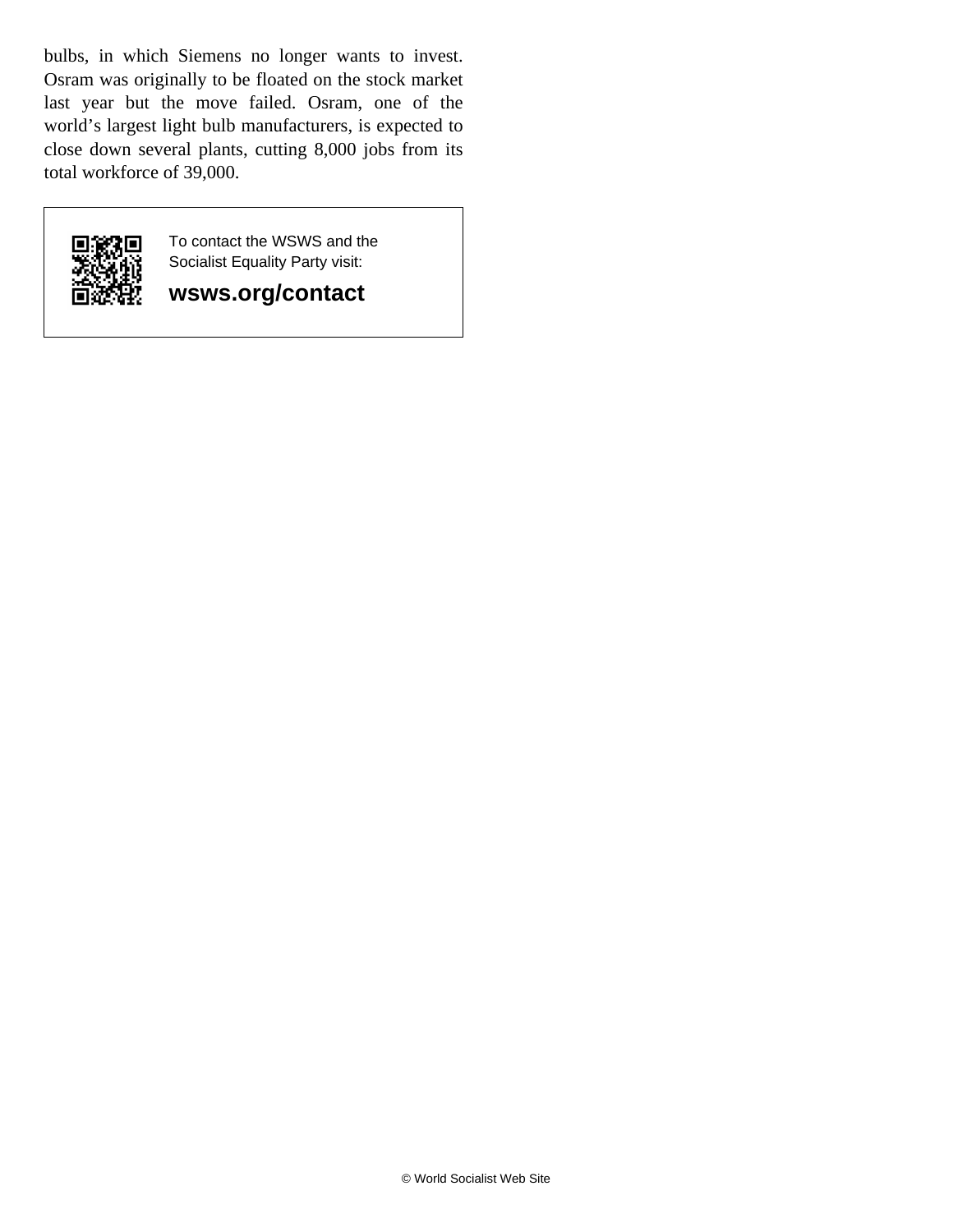bulbs, in which Siemens no longer wants to invest. Osram was originally to be floated on the stock market last year but the move failed. Osram, one of the world's largest light bulb manufacturers, is expected to close down several plants, cutting 8,000 jobs from its total workforce of 39,000.

To contact the WSWS and the Socialist Equality Party visit:

**wsws.org/contact**